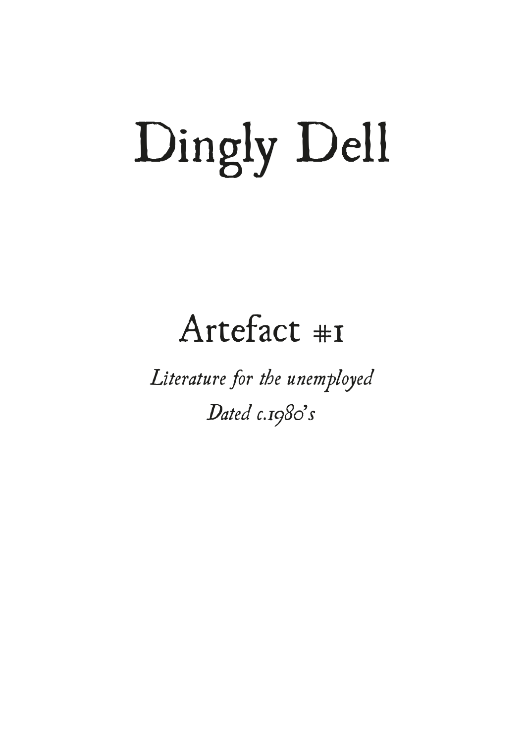# Dingly Dell

## Artefact #1

*Literature for the unemployed*

*Dated c.1980's*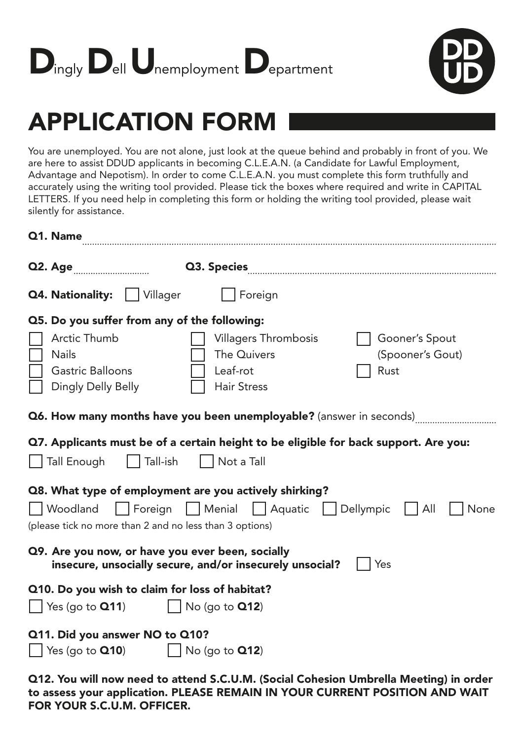# Dingly Dell Unemployment Department

DD
UD

## APPLICATION FORM

You are unemployed. You are not alone, just look at the queue behind and probably in front of you. We are here to assist DDUD applicants in becoming C.L.E.A.N. (a Candidate for Lawful Employment, Advantage and Nepotism). In order to come C.L.E.A.N. you must complete this form truthfully and accurately using the writing tool provided. Please tick the boxes where required and write in CAPITAL LETTERS. If you need help in completing this form or holding the writing tool provided, please wait silently for assistance.

**Q1. Name** ..............................................................................................

**Q2. Age** .............................. **Q3. Species** ..............................................................

**Q4. Nationality:** ☐ Villager ☐ Foreign

**Q5. Do you suffer from any of the following:**

- ☐ Arctic Thumb
- ☐ Nails
- ☐ Gastric Balloons
- ☐ Dingly Delly Belly
- ☐ Villagers Thrombosis
- ☐ The Quivers
- ☐ Leaf-rot
- ☐ Hair Stress
- ☐ Gooner's Spout (Spooner's Gout)
- ☐ Rust

**Q6. How many months have you been unemployable?** (answer in seconds) ..............................

**Q7. Applicants must be of a certain height to be eligible for back support. Are you:**

☐ Tall Enough ☐ Tall-ish ☐ Not a Tall

**Q8. What type of employment are you actively shirking?**

☐ Woodland ☐ Foreign ☐ Menial ☐ Aquatic ☐ Dellympic ☐ All ☐ None

(please tick no more than 2 and no less than 3 options)

**Q9. Are you now, or have you ever been, socially insecure, unsocially secure, and/or insecurely unsocial?** ☐ Yes

**Q10. Do you wish to claim for loss of habitat?**

☐ Yes (go to **Q11**) ☐ No (go to **Q12**)

**Q11. Did you answer NO to Q10?**

☐ Yes (go to **Q10**) ☐ No (go to **Q12**)

**Q12. You will now need to attend S.C.U.M. (Social Cohesion Umbrella Meeting) in order to assess your application. PLEASE REMAIN IN YOUR CURRENT POSITION AND WAIT FOR YOUR S.C.U.M. OFFICER.**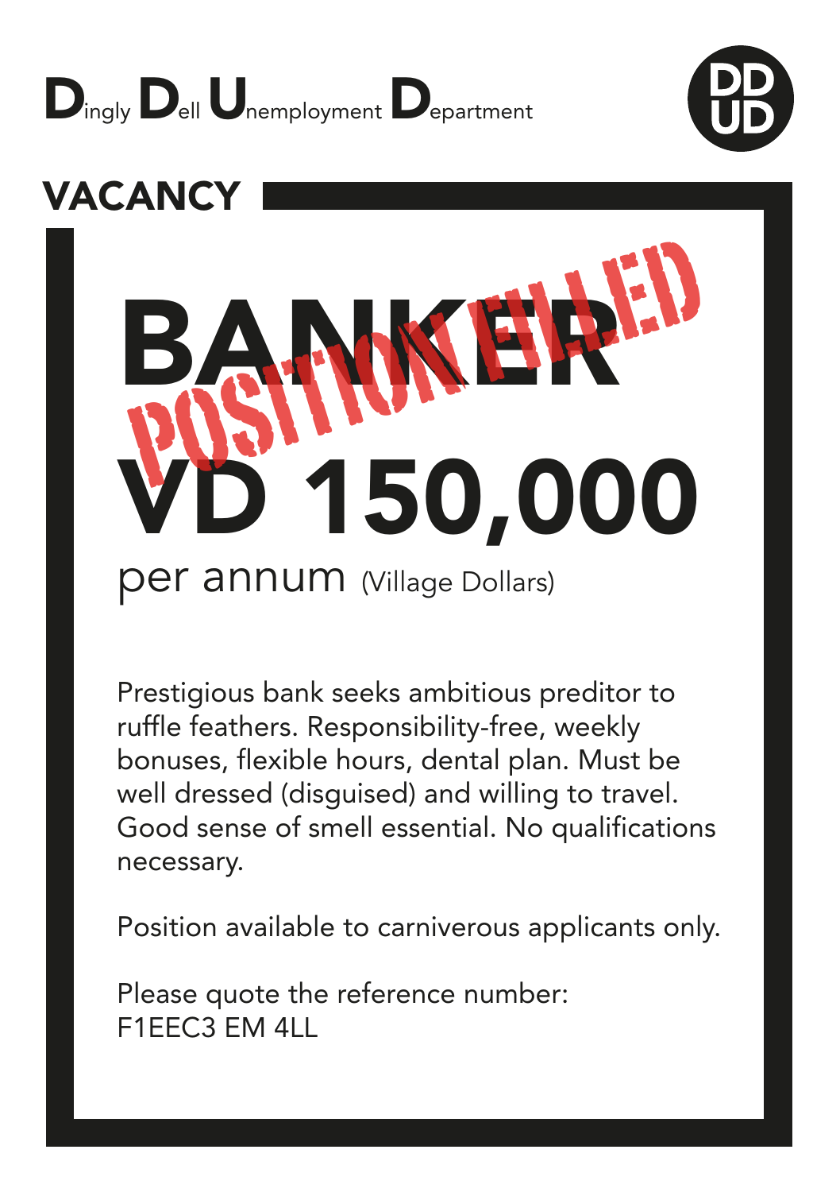# Dingly Dell Unemployment Department

DD UD

## VACANCY

# BANKER

POSITION FILLED

# VD 150,000

per annum (Village Dollars)

Prestigious bank seeks ambitious preditor to ruffle feathers. Responsibility-free, weekly bonuses, flexible hours, dental plan. Must be well dressed (disguised) and willing to travel. Good sense of smell essential. No qualifications necessary.

Position available to carniverous applicants only.

Please quote the reference number:
F1EEC3 EM 4LL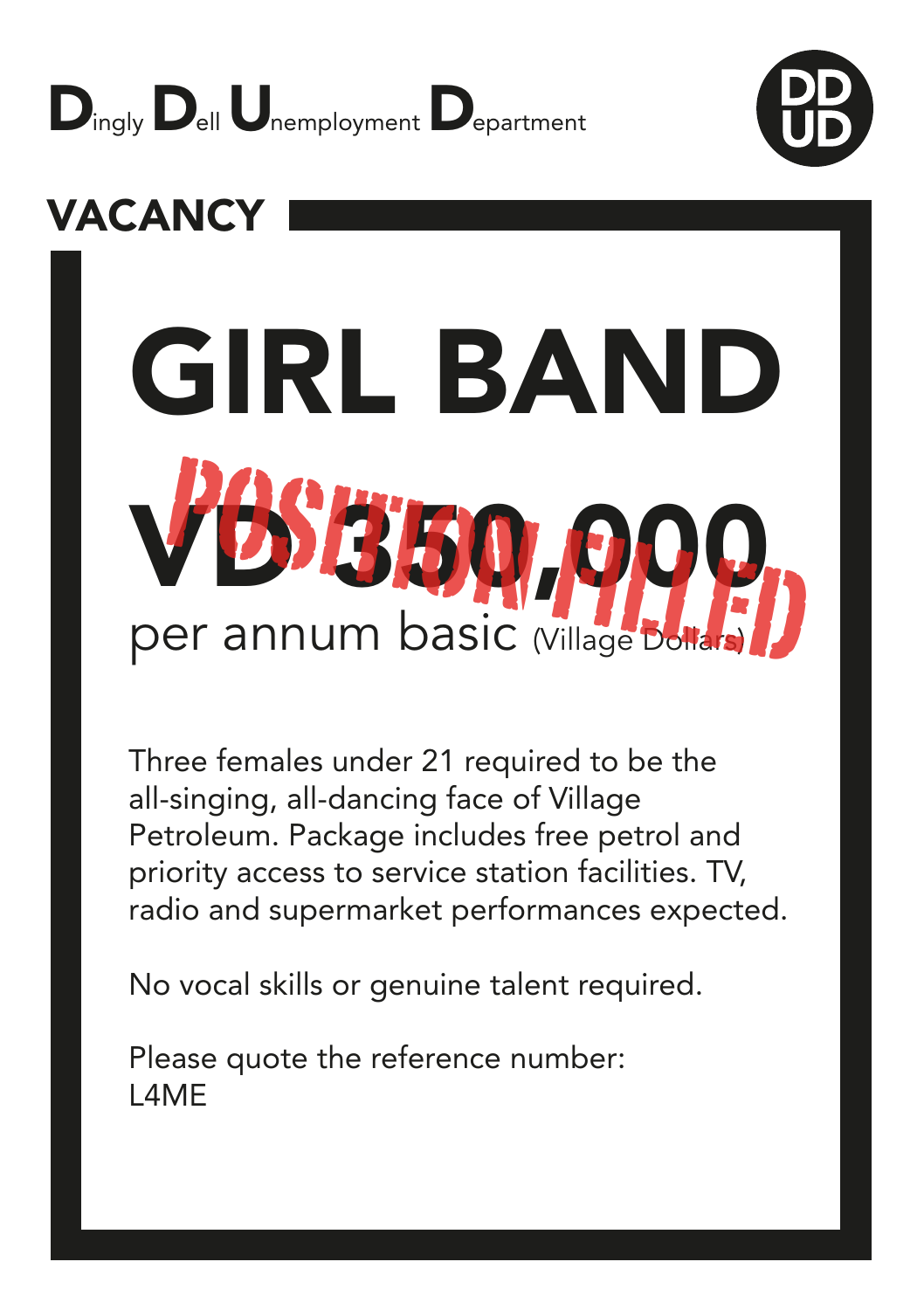Dingly Dell Unemployment Department

DDUD

## VACANCY

# GIRL BAND

# VD 350,000

POSITION FILLED

per annum basic (Village Dollars)

Three females under 21 required to be the all-singing, all-dancing face of Village Petroleum. Package includes free petrol and priority access to service station facilities. TV, radio and supermarket performances expected.

No vocal skills or genuine talent required.

Please quote the reference number:
L4ME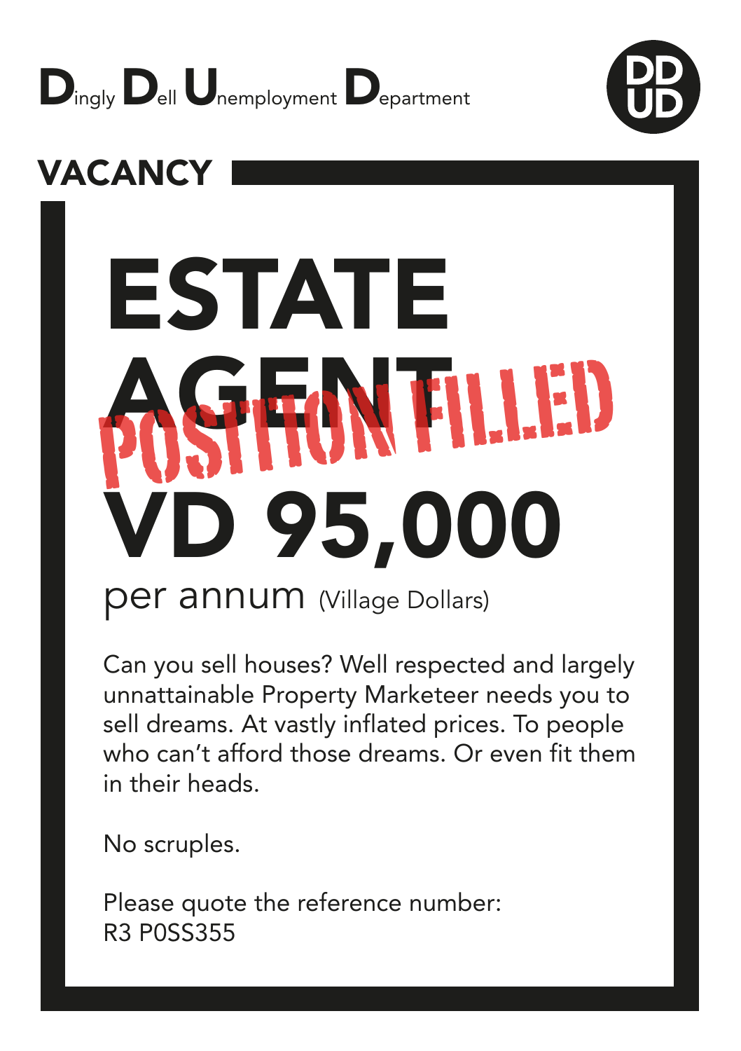**D**ingly **D**ell **U**nemployment **D**epartment

DDUD

## VACANCY

# ESTATE AGENT

POSITION FILLED

# VD 95,000

per annum (Village Dollars)

Can you sell houses? Well respected and largely unnattainable Property Marketeer needs you to sell dreams. At vastly inflated prices. To people who can't afford those dreams. Or even fit them in their heads.

No scruples.

Please quote the reference number:
R3 P0SS355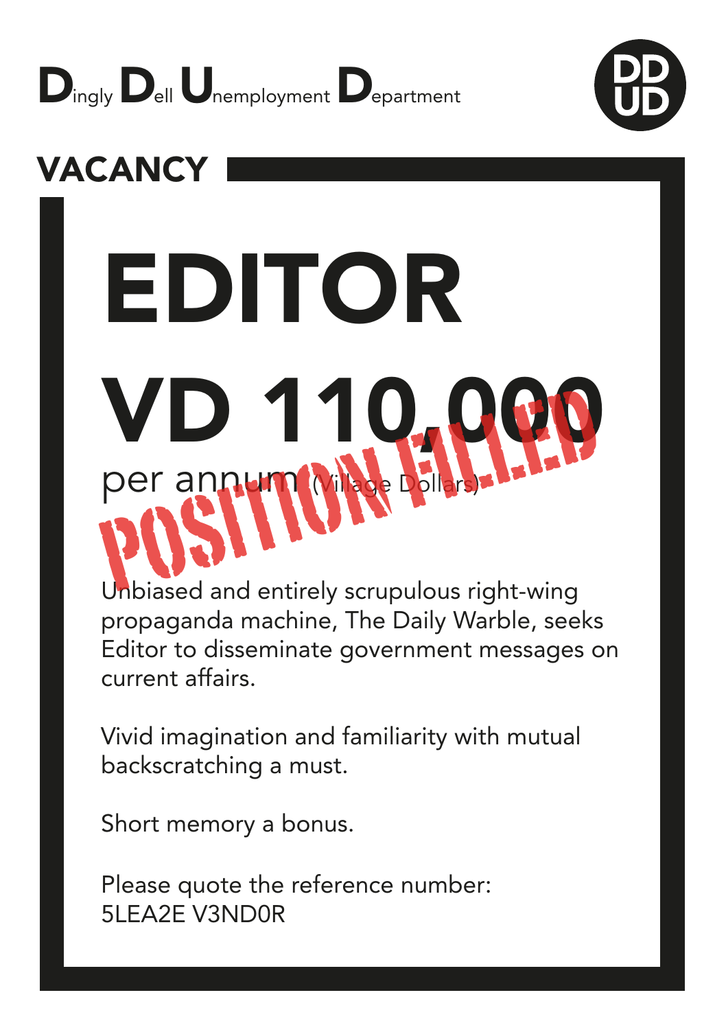**D**ingly **D**ell **U**nemployment **D**epartment

DD UD

## VACANCY

# EDITOR

# VD 110,000

per annum (Village Dollars)

POSITION FILLED

Unbiased and entirely scrupulous right-wing propaganda machine, The Daily Warble, seeks Editor to disseminate government messages on current affairs.

Vivid imagination and familiarity with mutual backscratching a must.

Short memory a bonus.

Please quote the reference number:
5LEA2E V3ND0R